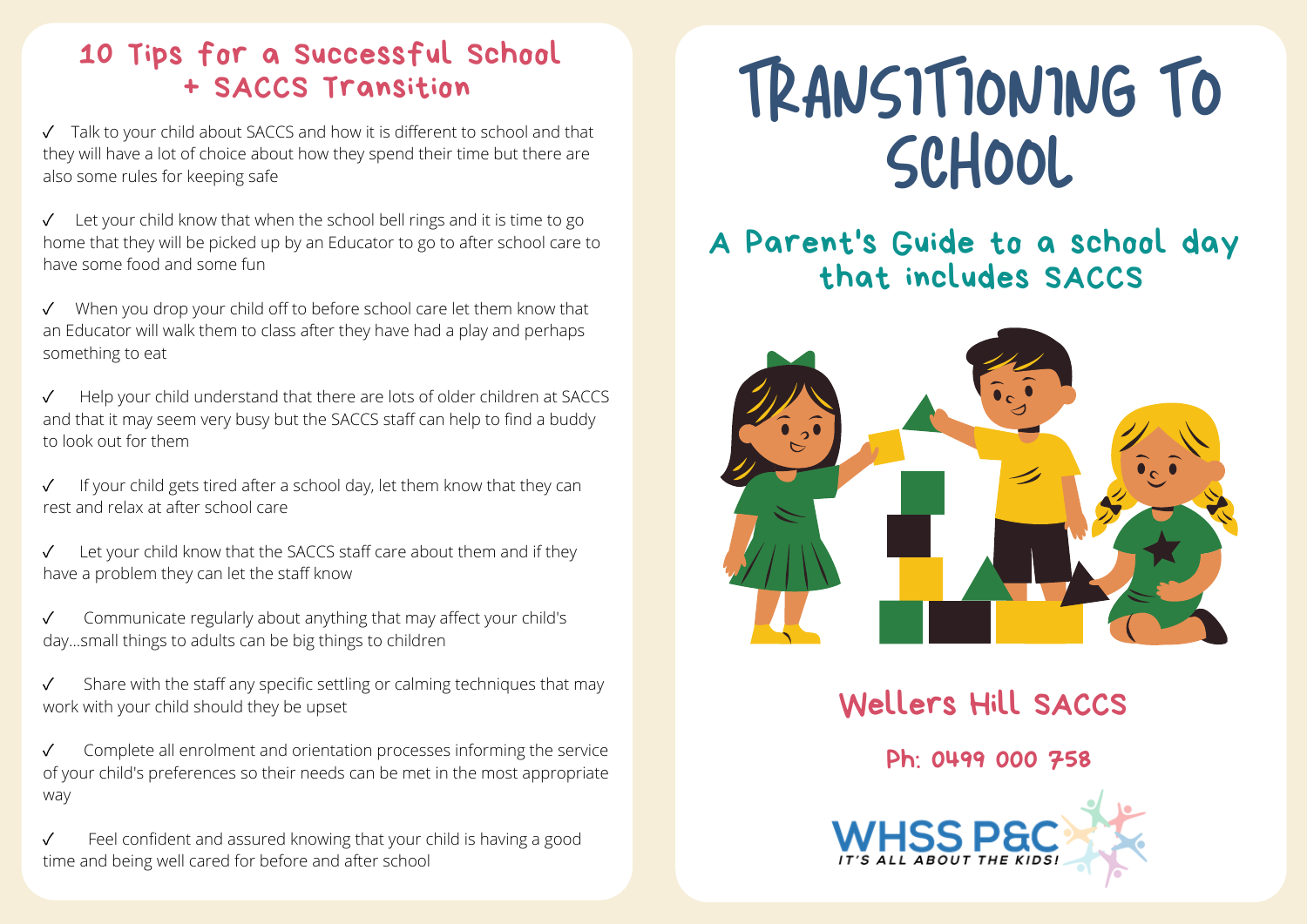## 10 Tips for a Successful School + SACCS Transition

✓ Talk to your child about SACCS and how it is different to school and that they will have a lot of choice about how they spend their time but there are also some rules for keeping safe

✓ Let your child know that when the school bell rings and it is time to go home that they will be picked up by an Educator to go to after school care to have some food and some fun

✓ When you drop your child off to before school care let them know that an Educator will walk them to class after they have had a play and perhaps something to eat

✓ Help your child understand that there are lots of older children at SACCS and that it may seem very busy but the SACCS staff can help to find a buddy to look out for them

✓ If your child gets tired after a school day, let them know that they can rest and relax at after school care

✓ Let your child know that the SACCS staff care about them and if they have a problem they can let the staff know

✓ Communicate regularly about anything that may affect your child's day...small things to adults can be big things to children

✓ Share with the staff any specific settling or calming techniques that may work with your child should they be upset

✓ Complete all enrolment and orientation processes informing the service of your child's preferences so their needs can be met in the most appropriate way

✓ Feel confident and assured knowing that your child is having a good time and being well cared for before and after school

# TRANSITIONING TO SCHOOL

## A Parent's Guide to a school day that includes SACCS

### Wellers Hill SACCS

Ph: 0499 000 758

WHSS P&C
*IT'S ALL ABOUT THE KIDS!*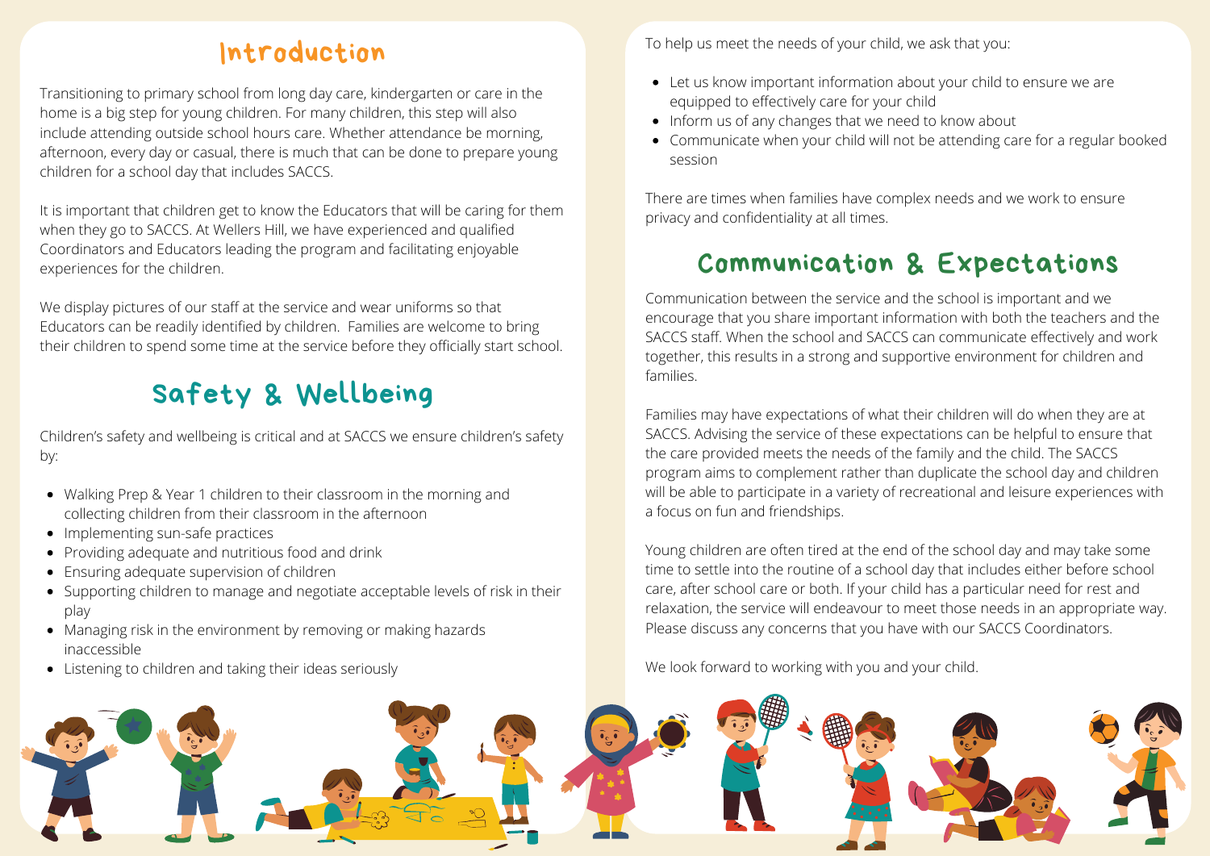## Introduction

Transitioning to primary school from long day care, kindergarten or care in the home is a big step for young children. For many children, this step will also include attending outside school hours care. Whether attendance be morning, afternoon, every day or casual, there is much that can be done to prepare young children for a school day that includes SACCS.

It is important that children get to know the Educators that will be caring for them when they go to SACCS. At Wellers Hill, we have experienced and qualified Coordinators and Educators leading the program and facilitating enjoyable experiences for the children.

We display pictures of our staff at the service and wear uniforms so that Educators can be readily identified by children. Families are welcome to bring their children to spend some time at the service before they officially start school.

## Safety & Wellbeing

Children's safety and wellbeing is critical and at SACCS we ensure children's safety by:

- Walking Prep & Year 1 children to their classroom in the morning and collecting children from their classroom in the afternoon
- Implementing sun-safe practices
- Providing adequate and nutritious food and drink
- Ensuring adequate supervision of children
- Supporting children to manage and negotiate acceptable levels of risk in their play
- Managing risk in the environment by removing or making hazards inaccessible
- Listening to children and taking their ideas seriously

To help us meet the needs of your child, we ask that you:

- Let us know important information about your child to ensure we are equipped to effectively care for your child
- Inform us of any changes that we need to know about
- Communicate when your child will not be attending care for a regular booked session

There are times when families have complex needs and we work to ensure privacy and confidentiality at all times.

## Communication & Expectations

Communication between the service and the school is important and we encourage that you share important information with both the teachers and the SACCS staff. When the school and SACCS can communicate effectively and work together, this results in a strong and supportive environment for children and families.

Families may have expectations of what their children will do when they are at SACCS. Advising the service of these expectations can be helpful to ensure that the care provided meets the needs of the family and the child. The SACCS program aims to complement rather than duplicate the school day and children will be able to participate in a variety of recreational and leisure experiences with a focus on fun and friendships.

Young children are often tired at the end of the school day and may take some time to settle into the routine of a school day that includes either before school care, after school care or both. If your child has a particular need for rest and relaxation, the service will endeavour to meet those needs in an appropriate way. Please discuss any concerns that you have with our SACCS Coordinators.

We look forward to working with you and your child.